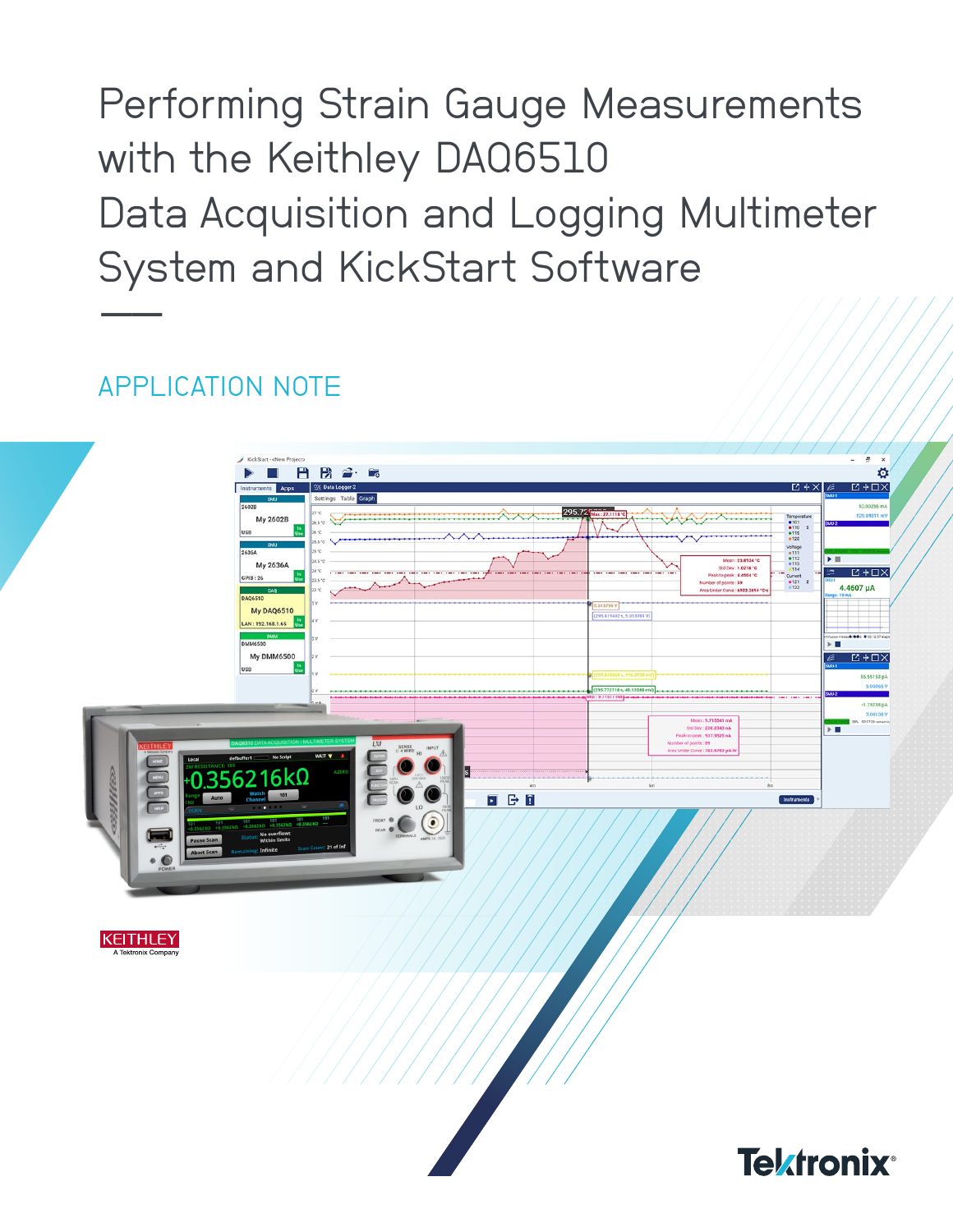# Performing Strain Gauge Measurements with the Keithley DAQ6510 Data Acquisition and Logging Multimeter System and KickStart Software

APPLICATION NOTE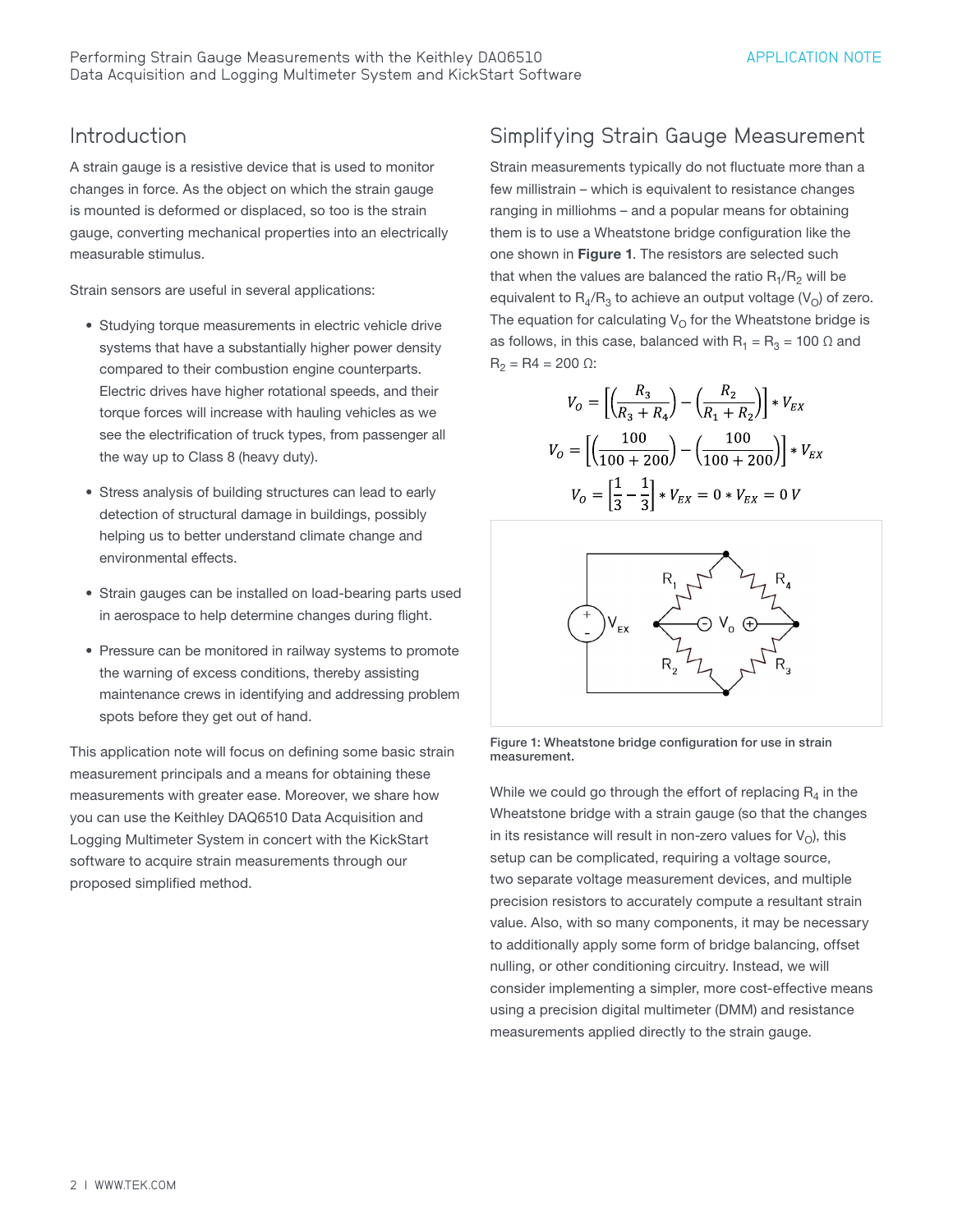## Introduction

A strain gauge is a resistive device that is used to monitor changes in force. As the object on which the strain gauge is mounted is deformed or displaced, so too is the strain gauge, converting mechanical properties into an electrically measurable stimulus.

Strain sensors are useful in several applications:

- Studying torque measurements in electric vehicle drive systems that have a substantially higher power density compared to their combustion engine counterparts. Electric drives have higher rotational speeds, and their torque forces will increase with hauling vehicles as we see the electrification of truck types, from passenger all the way up to Class 8 (heavy duty).
- Stress analysis of building structures can lead to early detection of structural damage in buildings, possibly helping us to better understand climate change and environmental effects.
- Strain gauges can be installed on load-bearing parts used in aerospace to help determine changes during flight.
- Pressure can be monitored in railway systems to promote the warning of excess conditions, thereby assisting maintenance crews in identifying and addressing problem spots before they get out of hand.

This application note will focus on defining some basic strain measurement principals and a means for obtaining these measurements with greater ease. Moreover, we share how you can use the Keithley DAQ6510 Data Acquisition and Logging Multimeter System in concert with the KickStart software to acquire strain measurements through our proposed simplified method.

## Simplifying Strain Gauge Measurement

Strain measurements typically do not fluctuate more than a few millistrain – which is equivalent to resistance changes ranging in milliohms – and a popular means for obtaining them is to use a Wheatstone bridge configuration like the one shown in **Figure 1**. The resistors are selected such that when the values are balanced the ratio $R_1/R_2$ will be equivalent to $R_4/R_3$ to achieve an output voltage ($V_O$) of zero. The equation for calculating $V_O$ for the Wheatstone bridge is as follows, in this case, balanced with $R_1 = R_3 = 100\ \Omega$ and $R_2 = R4 = 200\ \Omega$:

$$V_O = \left[\left(\frac{R_3}{R_3 + R_4}\right) - \left(\frac{R_2}{R_1 + R_2}\right)\right] * V_{EX}$$

$$V_O = \left[\left(\frac{100}{100 + 200}\right) - \left(\frac{100}{100 + 200}\right)\right] * V_{EX}$$

$$V_O = \left[\frac{1}{3} - \frac{1}{3}\right] * V_{EX} = 0 * V_{EX} = 0\ V$$

**Figure 1: Wheatstone bridge configuration for use in strain measurement.**

While we could go through the effort of replacing $R_4$ in the Wheatstone bridge with a strain gauge (so that the changes in its resistance will result in non-zero values for $V_O$), this setup can be complicated, requiring a voltage source, two separate voltage measurement devices, and multiple precision resistors to accurately compute a resultant strain value. Also, with so many components, it may be necessary to additionally apply some form of bridge balancing, offset nulling, or other conditioning circuitry. Instead, we will consider implementing a simpler, more cost-effective means using a precision digital multimeter (DMM) and resistance measurements applied directly to the strain gauge.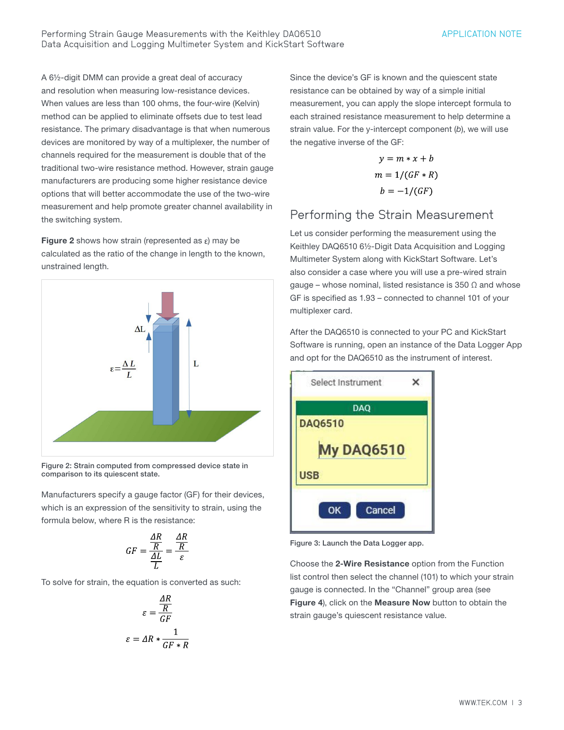A 6½-digit DMM can provide a great deal of accuracy and resolution when measuring low-resistance devices. When values are less than 100 ohms, the four-wire (Kelvin) method can be applied to eliminate offsets due to test lead resistance. The primary disadvantage is that when numerous devices are monitored by way of a multiplexer, the number of channels required for the measurement is double that of the traditional two-wire resistance method. However, strain gauge manufacturers are producing some higher resistance device options that will better accommodate the use of the two-wire measurement and help promote greater channel availability in the switching system.

**Figure 2** shows how strain (represented as ε) may be calculated as the ratio of the change in length to the known, unstrained length.

Figure 2: Strain computed from compressed device state in comparison to its quiescent state.

Manufacturers specify a gauge factor (GF) for their devices, which is an expression of the sensitivity to strain, using the formula below, where R is the resistance:

$$GF = \frac{\frac{\Delta R}{R}}{\frac{\Delta L}{L}} = \frac{\frac{\Delta R}{R}}{\varepsilon}$$

To solve for strain, the equation is converted as such:

$$\varepsilon = \frac{\frac{\Delta R}{R}}{GF}$$

$$\varepsilon = \Delta R * \frac{1}{GF * R}$$

Since the device's GF is known and the quiescent state resistance can be obtained by way of a simple initial measurement, you can apply the slope intercept formula to each strained resistance measurement to help determine a strain value. For the y-intercept component (*b*), we will use the negative inverse of the GF:

$$y = m * x + b$$

$$m = 1/(GF * R)$$

$$b = -1/(GF)$$

## Performing the Strain Measurement

Let us consider performing the measurement using the Keithley DAQ6510 6½-Digit Data Acquisition and Logging Multimeter System along with KickStart Software. Let's also consider a case where you will use a pre-wired strain gauge – whose nominal, listed resistance is 350 Ω and whose GF is specified as 1.93 – connected to channel 101 of your multiplexer card.

After the DAQ6510 is connected to your PC and KickStart Software is running, open an instance of the Data Logger App and opt for the DAQ6510 as the instrument of interest.

Figure 3: Launch the Data Logger app.

Choose the **2-Wire Resistance** option from the Function list control then select the channel (101) to which your strain gauge is connected. In the "Channel" group area (see **Figure 4**), click on the **Measure Now** button to obtain the strain gauge's quiescent resistance value.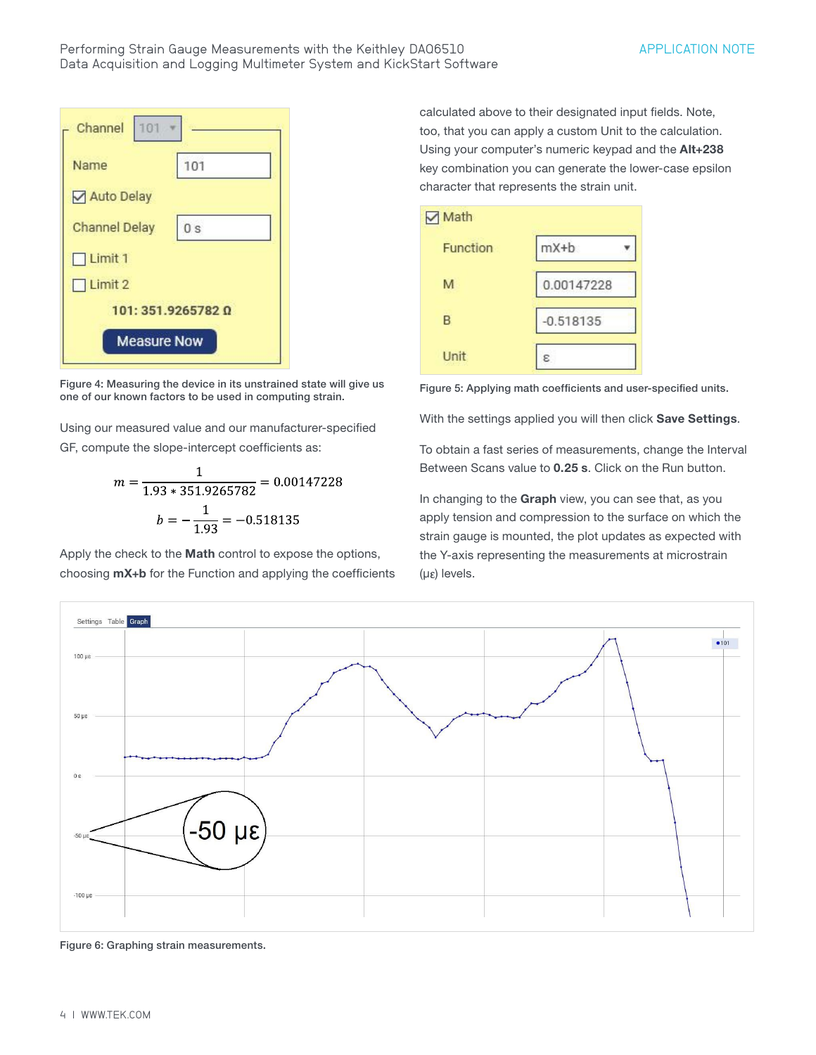Figure 4: Measuring the device in its unstrained state will give us one of our known factors to be used in computing strain.

Using our measured value and our manufacturer-specified GF, compute the slope-intercept coefficients as:

$$m = \frac{1}{1.93 * 351.9265782} = 0.00147228$$

$$b = -\frac{1}{1.93} = -0.518135$$

Apply the check to the **Math** control to expose the options, choosing **mX+b** for the Function and applying the coefficients calculated above to their designated input fields. Note, too, that you can apply a custom Unit to the calculation. Using your computer's numeric keypad and the **Alt+238** key combination you can generate the lower-case epsilon character that represents the strain unit.

Figure 5: Applying math coefficients and user-specified units.

With the settings applied you will then click **Save Settings**.

To obtain a fast series of measurements, change the Interval Between Scans value to **0.25 s**. Click on the Run button.

In changing to the **Graph** view, you can see that, as you apply tension and compression to the surface on which the strain gauge is mounted, the plot updates as expected with the Y-axis representing the measurements at microstrain (με) levels.

Figure 6: Graphing strain measurements.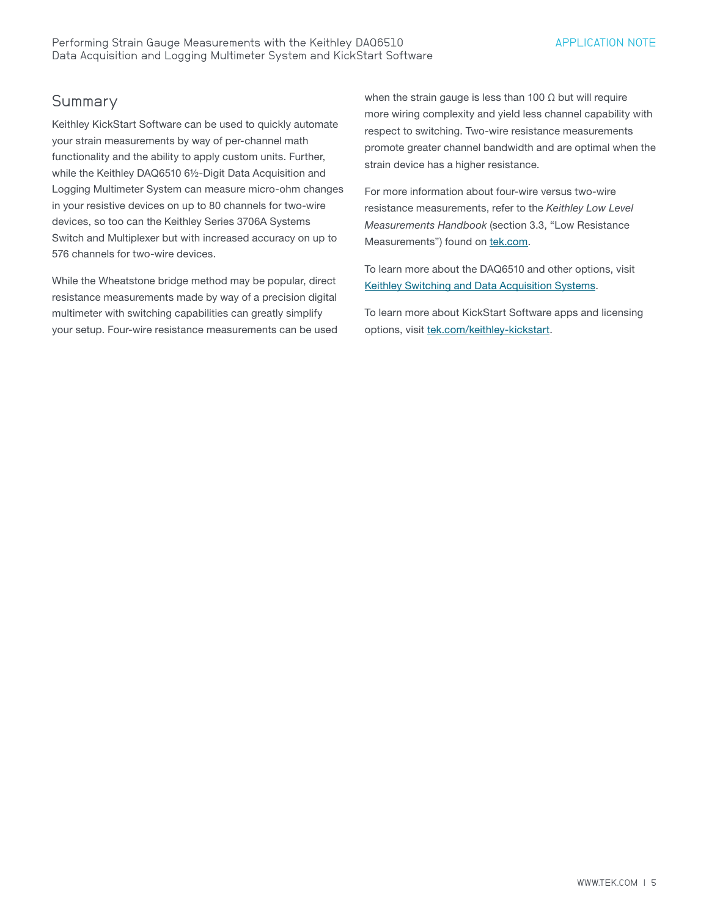## Summary

Keithley KickStart Software can be used to quickly automate your strain measurements by way of per-channel math functionality and the ability to apply custom units. Further, while the Keithley DAQ6510 6½-Digit Data Acquisition and Logging Multimeter System can measure micro-ohm changes in your resistive devices on up to 80 channels for two-wire devices, so too can the Keithley Series 3706A Systems Switch and Multiplexer but with increased accuracy on up to 576 channels for two-wire devices.

While the Wheatstone bridge method may be popular, direct resistance measurements made by way of a precision digital multimeter with switching capabilities can greatly simplify your setup. Four-wire resistance measurements can be used when the strain gauge is less than 100 Ω but will require more wiring complexity and yield less channel capability with respect to switching. Two-wire resistance measurements promote greater channel bandwidth and are optimal when the strain device has a higher resistance.

For more information about four-wire versus two-wire resistance measurements, refer to the *Keithley Low Level Measurements Handbook* (section 3.3, "Low Resistance Measurements") found on tek.com.

To learn more about the DAQ6510 and other options, visit Keithley Switching and Data Acquisition Systems.

To learn more about KickStart Software apps and licensing options, visit tek.com/keithley-kickstart.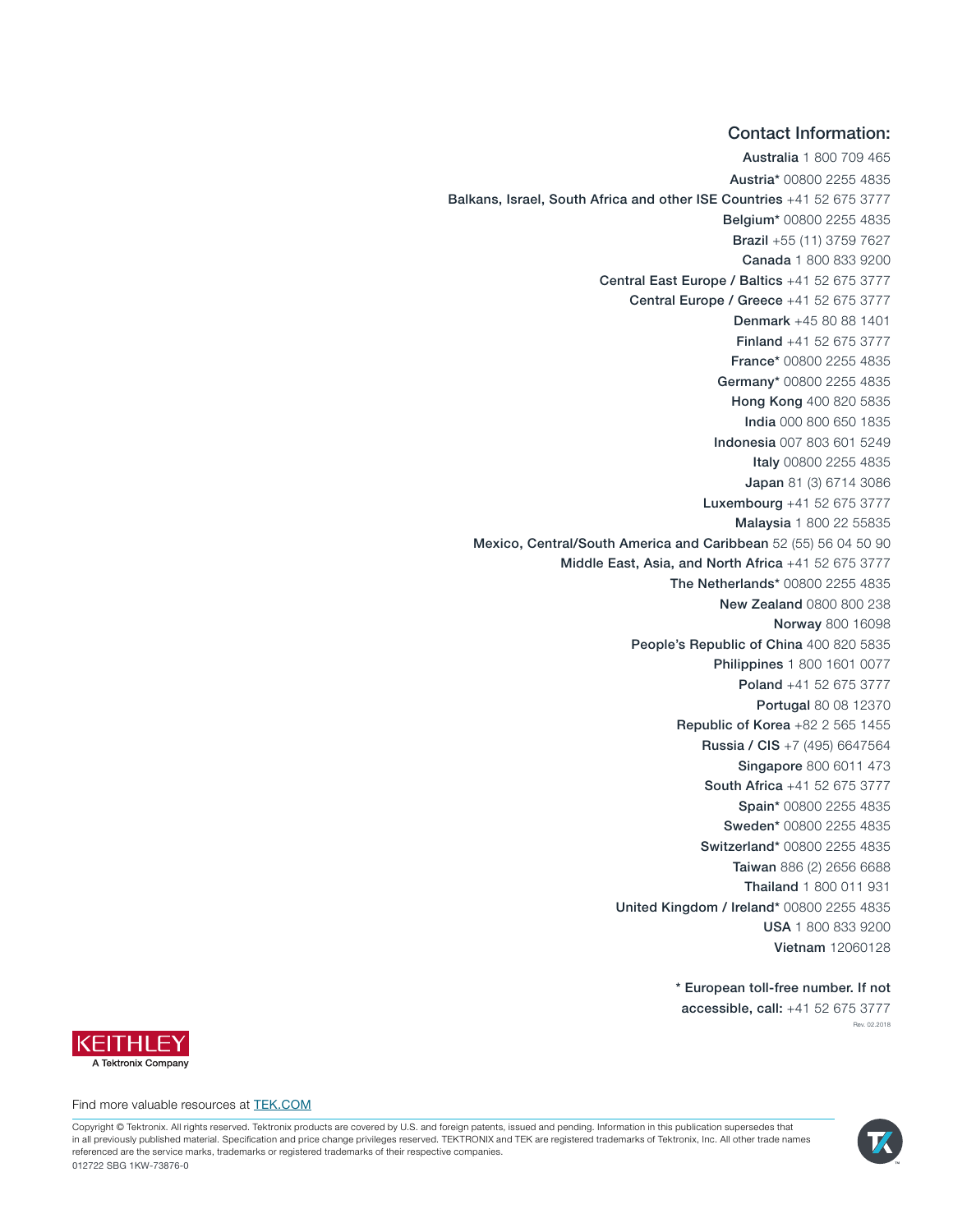## Contact Information:

**Australia** 1 800 709 465

**Austria*** 00800 2255 4835

**Balkans, Israel, South Africa and other ISE Countries** +41 52 675 3777

**Belgium*** 00800 2255 4835

**Brazil** +55 (11) 3759 7627

**Canada** 1 800 833 9200

**Central East Europe / Baltics** +41 52 675 3777

**Central Europe / Greece** +41 52 675 3777

**Denmark** +45 80 88 1401

**Finland** +41 52 675 3777

**France*** 00800 2255 4835

**Germany*** 00800 2255 4835

**Hong Kong** 400 820 5835

**India** 000 800 650 1835

**Indonesia** 007 803 601 5249

**Italy** 00800 2255 4835

**Japan** 81 (3) 6714 3086

**Luxembourg** +41 52 675 3777

**Malaysia** 1 800 22 55835

**Mexico, Central/South America and Caribbean** 52 (55) 56 04 50 90

**Middle East, Asia, and North Africa** +41 52 675 3777

**The Netherlands*** 00800 2255 4835

**New Zealand** 0800 800 238

**Norway** 800 16098

**People's Republic of China** 400 820 5835

**Philippines** 1 800 1601 0077

**Poland** +41 52 675 3777

**Portugal** 80 08 12370

**Republic of Korea** +82 2 565 1455

**Russia / CIS** +7 (495) 6647564

**Singapore** 800 6011 473

**South Africa** +41 52 675 3777

**Spain*** 00800 2255 4835

**Sweden*** 00800 2255 4835

**Switzerland*** 00800 2255 4835

**Taiwan** 886 (2) 2656 6688

**Thailand** 1 800 011 931

**United Kingdom / Ireland*** 00800 2255 4835

**USA** 1 800 833 9200

**Vietnam** 12060128

* European toll-free number. If not accessible, call: +41 52 675 3777

Rev. 02.2018

KEITHLEY
A Tektronix Company

Find more valuable resources at TEK.COM

Copyright © Tektronix. All rights reserved. Tektronix products are covered by U.S. and foreign patents, issued and pending. Information in this publication supersedes that in all previously published material. Specification and price change privileges reserved. TEKTRONIX and TEK are registered trademarks of Tektronix, Inc. All other trade names referenced are the service marks, trademarks or registered trademarks of their respective companies.

012722 SBG 1KW-73876-0